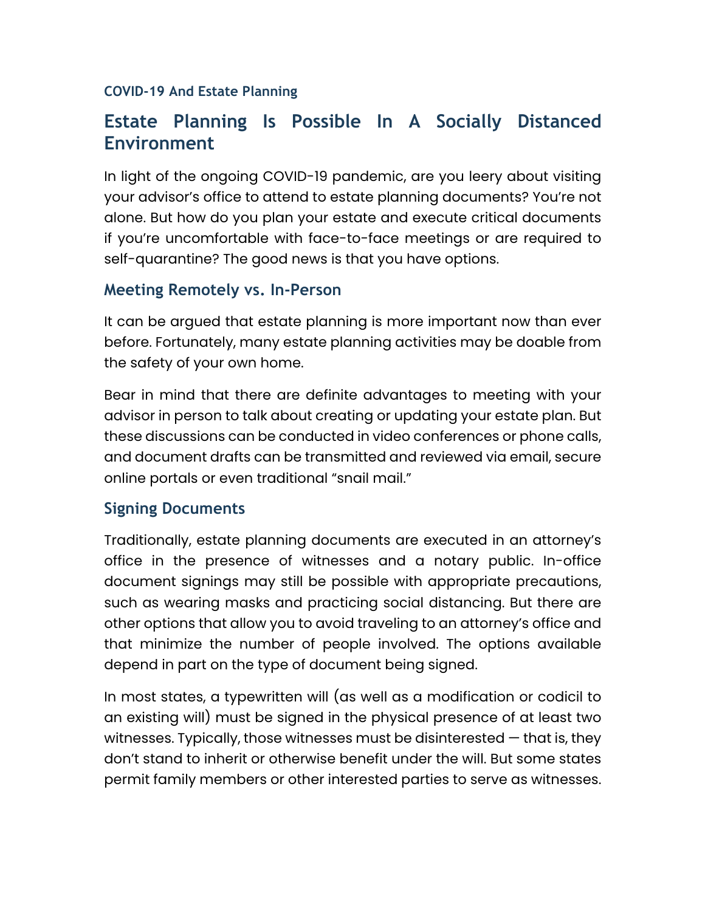### COVID-19 And Estate Planning

# Estate Planning Is Possible In A Socially Distanced Environment

In light of the ongoing COVID-19 pandemic, are you leery about visiting your advisor's office to attend to estate planning documents? You're not alone. But how do you plan your estate and execute critical documents if you're uncomfortable with face-to-face meetings or are required to self-quarantine? The good news is that you have options.

## Meeting Remotely vs. In-Person

It can be argued that estate planning is more important now than ever before. Fortunately, many estate planning activities may be doable from the safety of your own home.

Bear in mind that there are definite advantages to meeting with your advisor in person to talk about creating or updating your estate plan. But these discussions can be conducted in video conferences or phone calls, and document drafts can be transmitted and reviewed via email, secure online portals or even traditional "snail mail."

## Signing Documents

Traditionally, estate planning documents are executed in an attorney's office in the presence of witnesses and a notary public. In-office document signings may still be possible with appropriate precautions, such as wearing masks and practicing social distancing. But there are other options that allow you to avoid traveling to an attorney's office and that minimize the number of people involved. The options available depend in part on the type of document being signed.

In most states, a typewritten will (as well as a modification or codicil to an existing will) must be signed in the physical presence of at least two witnesses. Typically, those witnesses must be disinterested — that is, they don't stand to inherit or otherwise benefit under the will. But some states permit family members or other interested parties to serve as witnesses.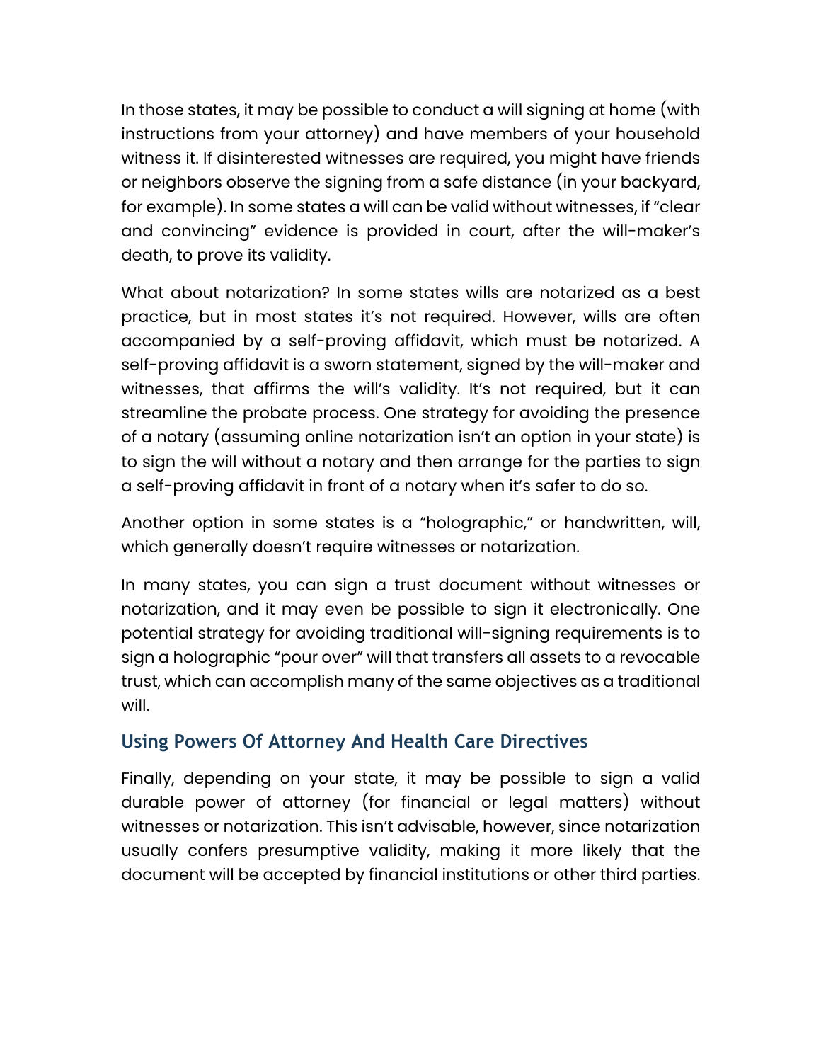In those states, it may be possible to conduct a will signing at home (with instructions from your attorney) and have members of your household witness it. If disinterested witnesses are required, you might have friends or neighbors observe the signing from a safe distance (in your backyard, for example). In some states a will can be valid without witnesses, if "clear and convincing" evidence is provided in court, after the will-maker's death, to prove its validity.

What about notarization? In some states wills are notarized as a best practice, but in most states it's not required. However, wills are often accompanied by a self-proving affidavit, which must be notarized. A self-proving affidavit is a sworn statement, signed by the will-maker and witnesses, that affirms the will's validity. It's not required, but it can streamline the probate process. One strategy for avoiding the presence of a notary (assuming online notarization isn't an option in your state) is to sign the will without a notary and then arrange for the parties to sign a self-proving affidavit in front of a notary when it's safer to do so.

Another option in some states is a "holographic," or handwritten, will, which generally doesn't require witnesses or notarization.

In many states, you can sign a trust document without witnesses or notarization, and it may even be possible to sign it electronically. One potential strategy for avoiding traditional will-signing requirements is to sign a holographic "pour over" will that transfers all assets to a revocable trust, which can accomplish many of the same objectives as a traditional will.

### Using Powers Of Attorney And Health Care Directives

Finally, depending on your state, it may be possible to sign a valid durable power of attorney (for financial or legal matters) without witnesses or notarization. This isn't advisable, however, since notarization usually confers presumptive validity, making it more likely that the document will be accepted by financial institutions or other third parties.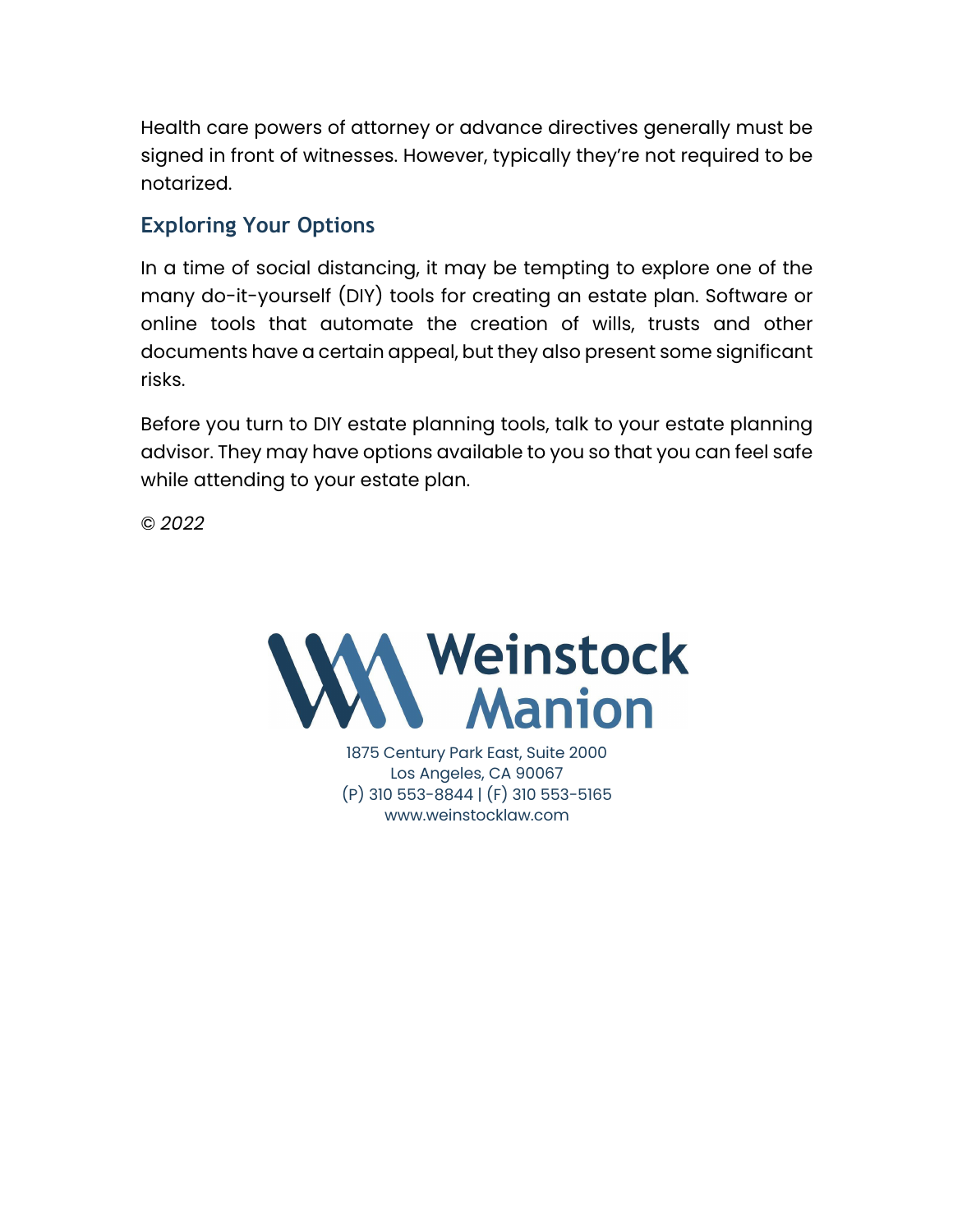Health care powers of attorney or advance directives generally must be signed in front of witnesses. However, typically they're not required to be notarized.

## Exploring Your Options

In a time of social distancing, it may be tempting to explore one of the many do-it-yourself (DIY) tools for creating an estate plan. Software or online tools that automate the creation of wills, trusts and other documents have a certain appeal, but they also present some significant risks.

Before you turn to DIY estate planning tools, talk to your estate planning advisor. They may have options available to you so that you can feel safe while attending to your estate plan.

*© 2022*

Weinstock Manion

1875 Century Park East, Suite 2000
Los Angeles, CA 90067
(P) 310 553-8844 | (F) 310 553-5165
www.weinstocklaw.com